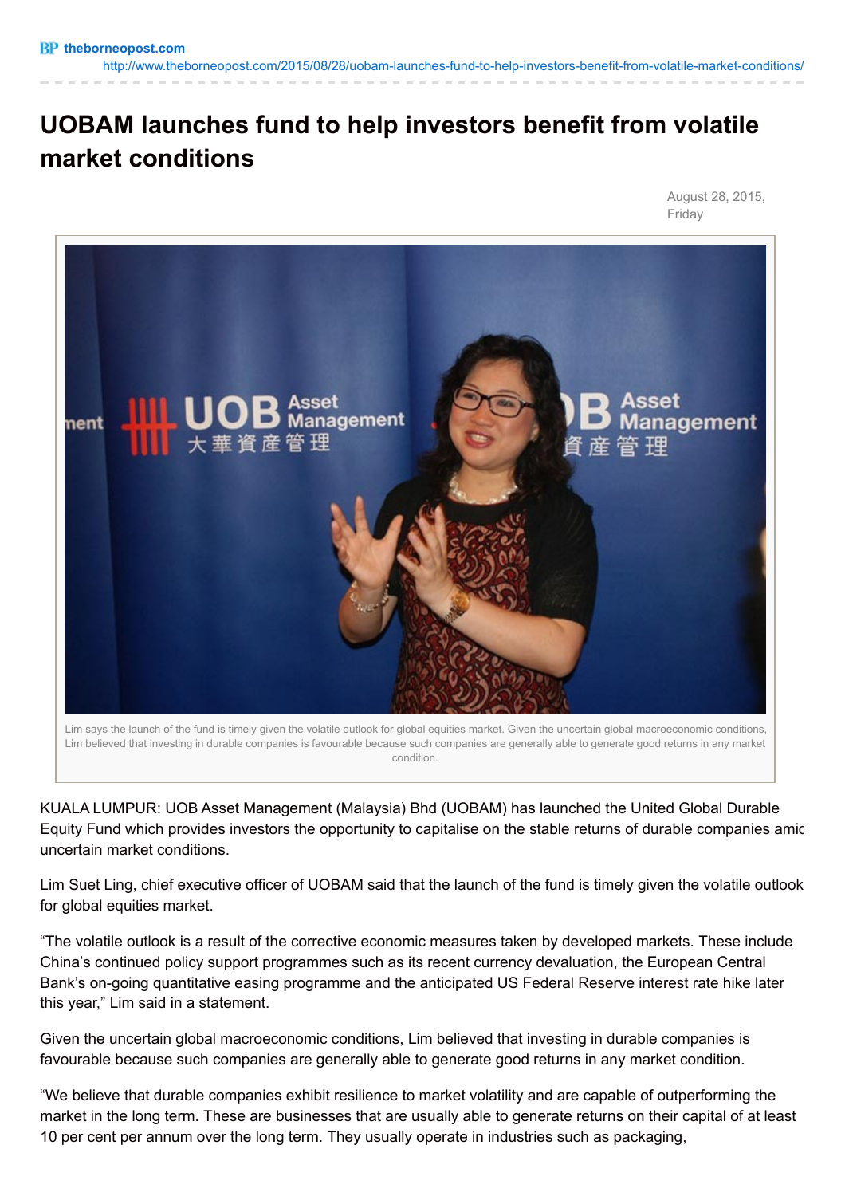theborneopost.com
http://www.theborneopost.com/2015/08/28/uobam-launches-fund-to-help-investors-benefit-from-volatile-market-conditions/

# UOBAM launches fund to help investors benefit from volatile market conditions

August 28, 2015, Friday

Lim says the launch of the fund is timely given the volatile outlook for global equities market. Given the uncertain global macroeconomic conditions, Lim believed that investing in durable companies is favourable because such companies are generally able to generate good returns in any market condition.

KUALA LUMPUR: UOB Asset Management (Malaysia) Bhd (UOBAM) has launched the United Global Durable Equity Fund which provides investors the opportunity to capitalise on the stable returns of durable companies amid uncertain market conditions.

Lim Suet Ling, chief executive officer of UOBAM said that the launch of the fund is timely given the volatile outlook for global equities market.

"The volatile outlook is a result of the corrective economic measures taken by developed markets. These include China's continued policy support programmes such as its recent currency devaluation, the European Central Bank's on-going quantitative easing programme and the anticipated US Federal Reserve interest rate hike later this year," Lim said in a statement.

Given the uncertain global macroeconomic conditions, Lim believed that investing in durable companies is favourable because such companies are generally able to generate good returns in any market condition.

"We believe that durable companies exhibit resilience to market volatility and are capable of outperforming the market in the long term. These are businesses that are usually able to generate returns on their capital of at least 10 per cent per annum over the long term. They usually operate in industries such as packaging,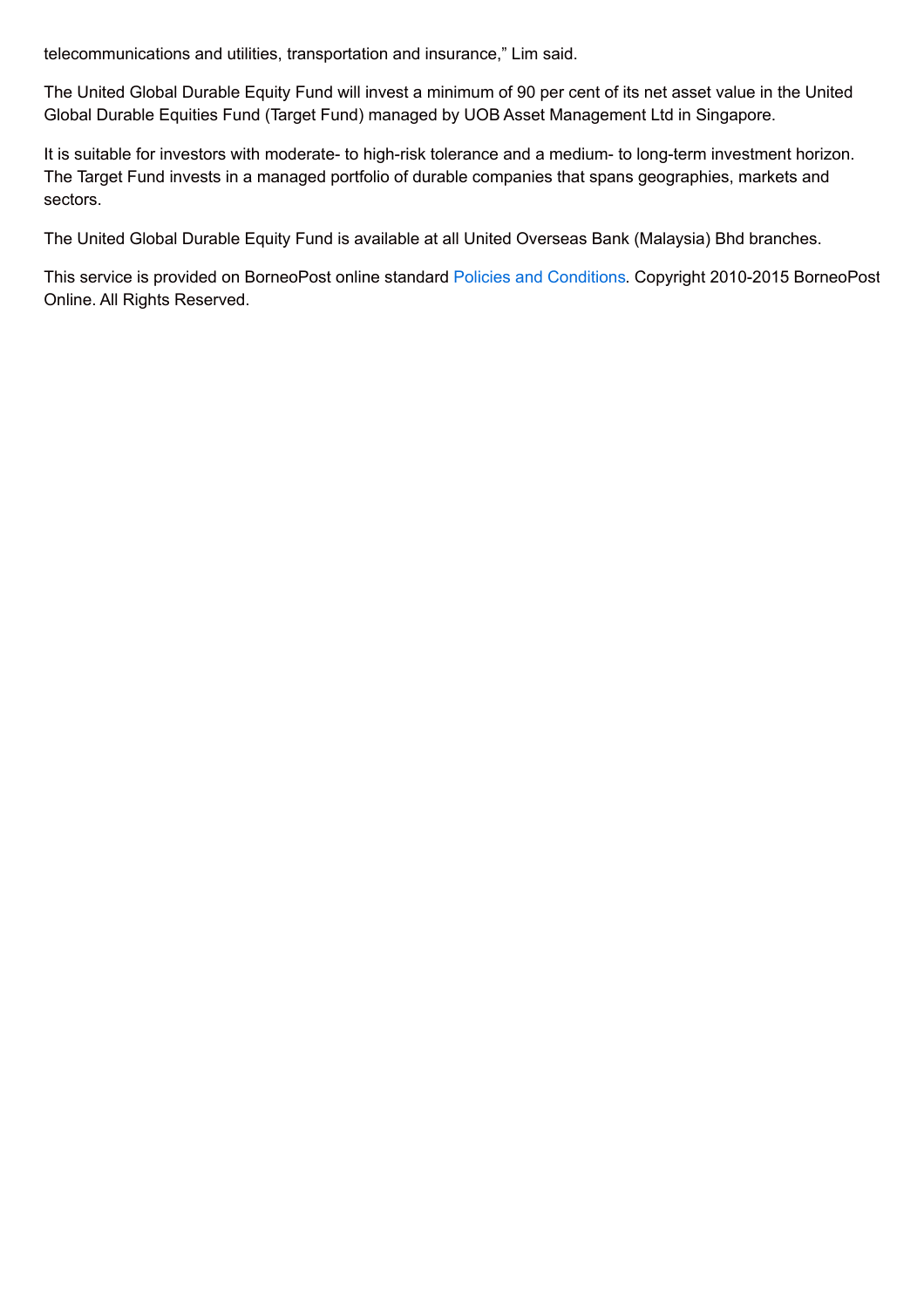telecommunications and utilities, transportation and insurance," Lim said.

The United Global Durable Equity Fund will invest a minimum of 90 per cent of its net asset value in the United Global Durable Equities Fund (Target Fund) managed by UOB Asset Management Ltd in Singapore.

It is suitable for investors with moderate- to high-risk tolerance and a medium- to long-term investment horizon. The Target Fund invests in a managed portfolio of durable companies that spans geographies, markets and sectors.

The United Global Durable Equity Fund is available at all United Overseas Bank (Malaysia) Bhd branches.

This service is provided on BorneoPost online standard Policies and Conditions. Copyright 2010-2015 BorneoPost Online. All Rights Reserved.